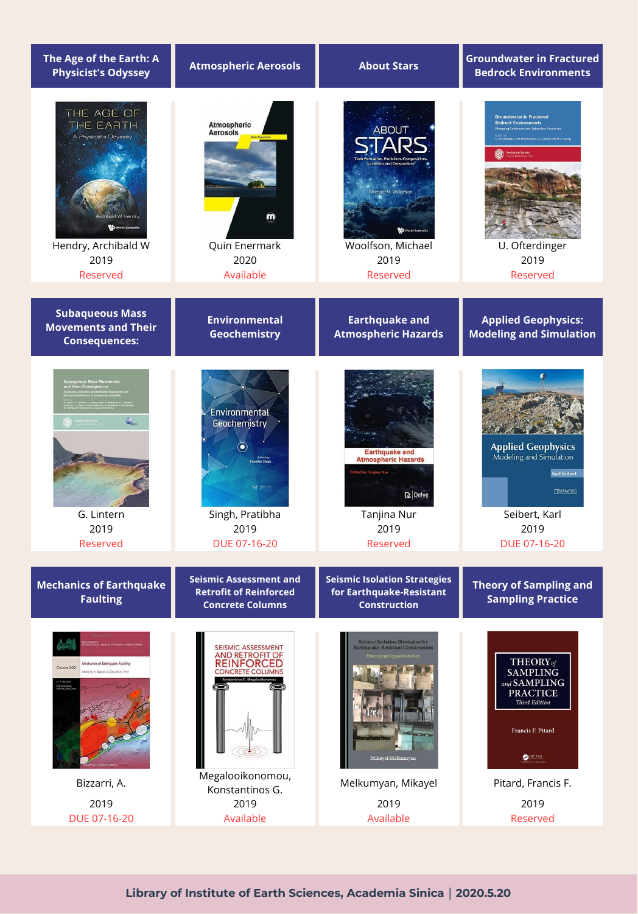| The Age of the Earth: A Physicist's Odyssey | Atmospheric Aerosols | About Stars | Groundwater in Fractured Bedrock Environments |
| --- | --- | --- | --- |
| Hendry, Archibald W | Quin Enermark | Woolfson, Michael | U. Ofterdinger |
| 2019 | 2020 | 2019 | 2019 |
| Reserved | Available | Reserved | Reserved |

| Subaqueous Mass Movements and Their Consequences: | Environmental Geochemistry | Earthquake and Atmospheric Hazards | Applied Geophysics: Modeling and Simulation |
| --- | --- | --- | --- |
| G. Lintern | Singh, Pratibha | Tanjina Nur | Seibert, Karl |
| 2019 | 2019 | 2019 | 2019 |
| Reserved | DUE 07-16-20 | Reserved | DUE 07-16-20 |

| Mechanics of Earthquake Faulting | Seismic Assessment and Retrofit of Reinforced Concrete Columns | Seismic Isolation Strategies for Earthquake-Resistant Construction | Theory of Sampling and Sampling Practice |
| --- | --- | --- | --- |
| Bizzarri, A. | Megalooikonomou, Konstantinos G. | Melkumyan, Mikayel | Pitard, Francis F. |
| 2019 | 2019 | 2019 | 2019 |
| DUE 07-16-20 | Available | Available | Reserved |

**Library of Institute of Earth Sciences, Academia Sinica | 2020.5.20**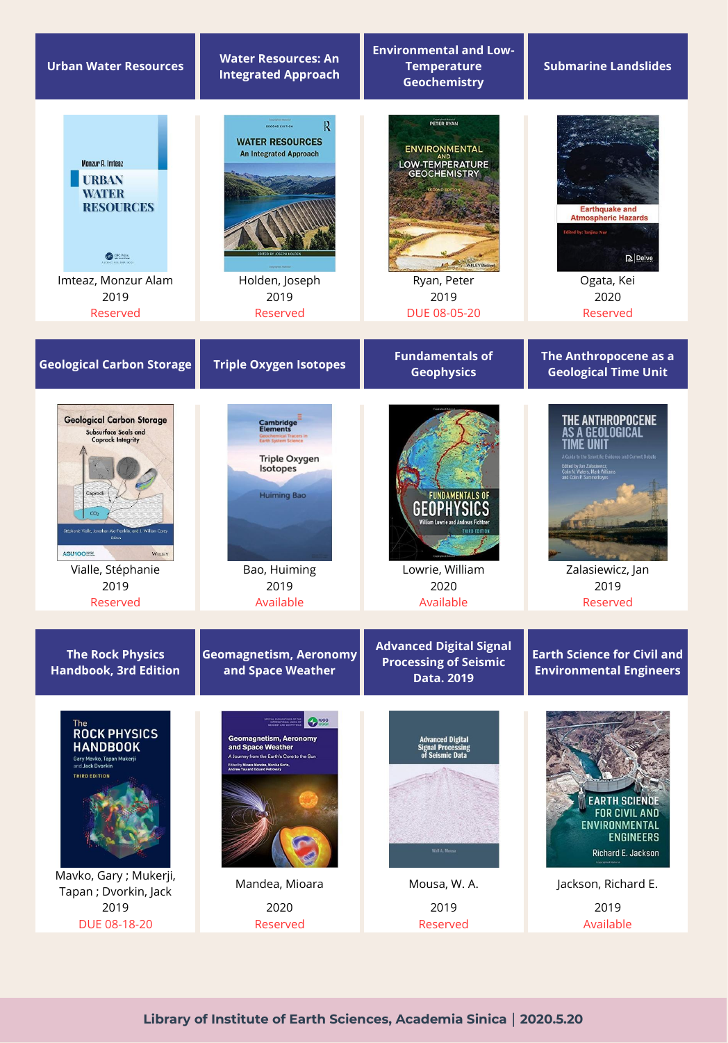| Title | Author | Year | Status |
|---|---|---|---|
| Urban Water Resources | Imteaz, Monzur Alam | 2019 | Reserved |
| Water Resources: An Integrated Approach | Holden, Joseph | 2019 | Reserved |
| Environmental and Low-Temperature Geochemistry | Ryan, Peter | 2019 | DUE 08-05-20 |
| Submarine Landslides | Ogata, Kei | 2020 | Reserved |
| Geological Carbon Storage | Vialle, Stéphanie | 2019 | Reserved |
| Triple Oxygen Isotopes | Bao, Huiming | 2019 | Available |
| Fundamentals of Geophysics | Lowrie, William | 2020 | Available |
| The Anthropocene as a Geological Time Unit | Zalasiewicz, Jan | 2019 | Reserved |
| The Rock Physics Handbook, 3rd Edition | Mavko, Gary ; Mukerji, Tapan ; Dvorkin, Jack | 2019 | DUE 08-18-20 |
| Geomagnetism, Aeronomy and Space Weather | Mandea, Mioara | 2020 | Reserved |
| Advanced Digital Signal Processing of Seismic Data. 2019 | Mousa, W. A. | 2019 | Reserved |
| Earth Science for Civil and Environmental Engineers | Jackson, Richard E. | 2019 | Available |

**Library of Institute of Earth Sciences, Academia Sinica | 2020.5.20**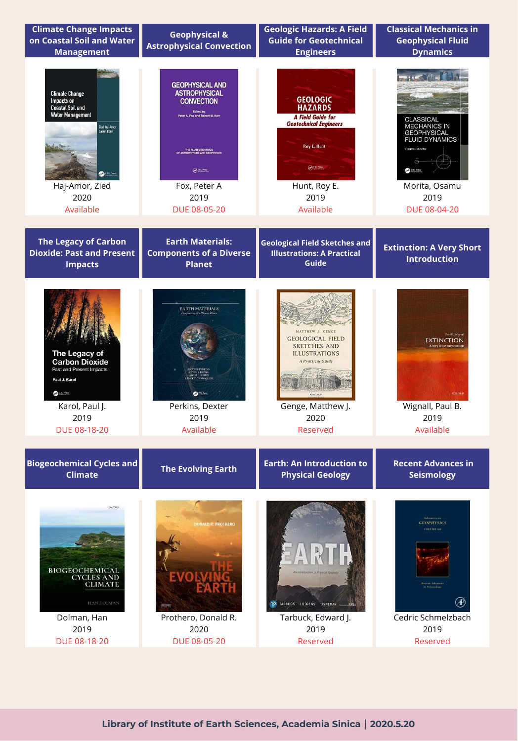| | | | |
|---|---|---|---|
| **Climate Change Impacts on Coastal Soil and Water Management** | **Geophysical & Astrophysical Convection** | **Geologic Hazards: A Field Guide for Geotechnical Engineers** | **Classical Mechanics in Geophysical Fluid Dynamics** |
| Haj-Amor, Zied | Fox, Peter A | Hunt, Roy E. | Morita, Osamu |
| 2020 | 2019 | 2019 | 2019 |
| Available | DUE 08-05-20 | Available | DUE 08-04-20 |
| **The Legacy of Carbon Dioxide: Past and Present Impacts** | **Earth Materials: Components of a Diverse Planet** | **Geological Field Sketches and Illustrations: A Practical Guide** | **Extinction: A Very Short Introduction** |
| Karol, Paul J. | Perkins, Dexter | Genge, Matthew J. | Wignall, Paul B. |
| 2019 | 2019 | 2020 | 2019 |
| DUE 08-18-20 | Available | Reserved | Available |
| **Biogeochemical Cycles and Climate** | **The Evolving Earth** | **Earth: An Introduction to Physical Geology** | **Recent Advances in Seismology** |
| Dolman, Han | Prothero, Donald R. | Tarbuck, Edward J. | Cedric Schmelzbach |
| 2019 | 2020 | 2019 | 2019 |
| DUE 08-18-20 | DUE 08-05-20 | Reserved | Reserved |

**Library of Institute of Earth Sciences, Academia Sinica | 2020.5.20**